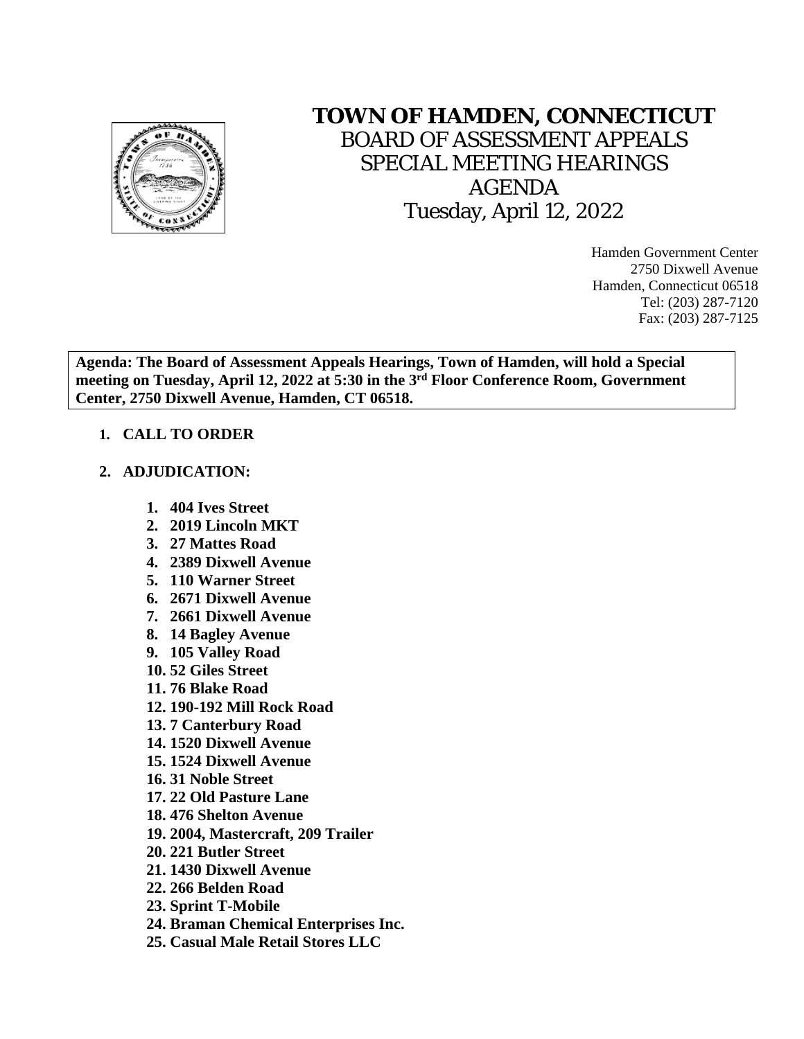# TOWN OF HAMDEN, CONNECTICUT

## BOARD OF ASSESSMENT APPEALS
## SPECIAL MEETING HEARINGS
## AGENDA
## Tuesday, April 12, 2022

Hamden Government Center
2750 Dixwell Avenue
Hamden, Connecticut 06518
Tel: (203) 287-7120
Fax: (203) 287-7125

**Agenda: The Board of Assessment Appeals Hearings, Town of Hamden, will hold a Special meeting on Tuesday, April 12, 2022 at 5:30 in the 3rd Floor Conference Room, Government Center, 2750 Dixwell Avenue, Hamden, CT 06518.**

1. **CALL TO ORDER**

2. **ADJUDICATION:**

    1. **404 Ives Street**
    2. **2019 Lincoln MKT**
    3. **27 Mattes Road**
    4. **2389 Dixwell Avenue**
    5. **110 Warner Street**
    6. **2671 Dixwell Avenue**
    7. **2661 Dixwell Avenue**
    8. **14 Bagley Avenue**
    9. **105 Valley Road**
    10. **52 Giles Street**
    11. **76 Blake Road**
    12. **190-192 Mill Rock Road**
    13. **7 Canterbury Road**
    14. **1520 Dixwell Avenue**
    15. **1524 Dixwell Avenue**
    16. **31 Noble Street**
    17. **22 Old Pasture Lane**
    18. **476 Shelton Avenue**
    19. **2004, Mastercraft, 209 Trailer**
    20. **221 Butler Street**
    21. **1430 Dixwell Avenue**
    22. **266 Belden Road**
    23. **Sprint T-Mobile**
    24. **Braman Chemical Enterprises Inc.**
    25. **Casual Male Retail Stores LLC**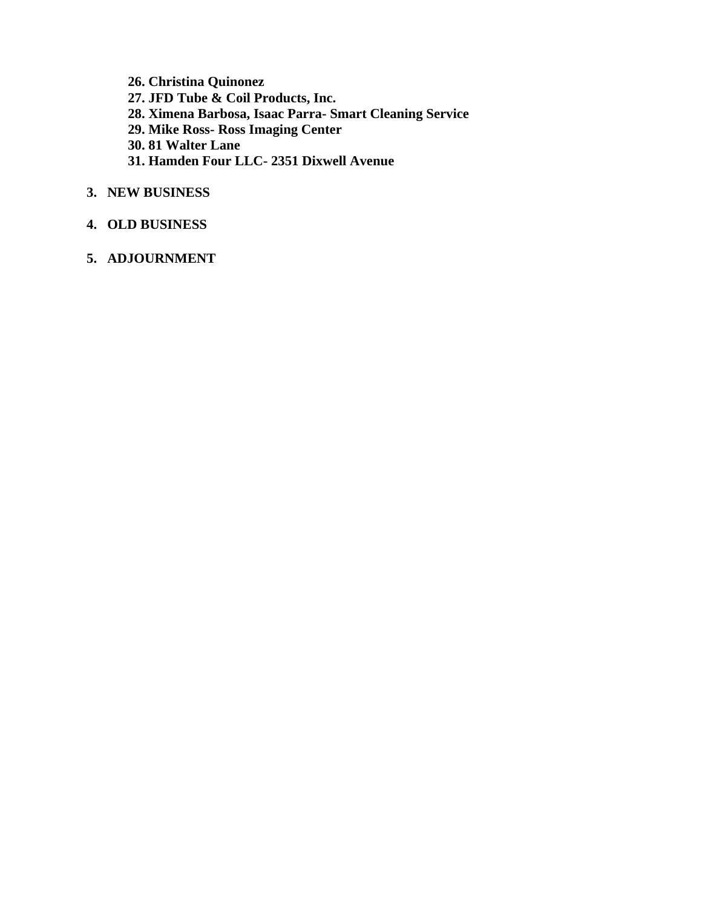26. **Christina Quinonez**
27. **JFD Tube & Coil Products, Inc.**
28. **Ximena Barbosa, Isaac Parra- Smart Cleaning Service**
29. **Mike Ross- Ross Imaging Center**
30. **81 Walter Lane**
31. **Hamden Four LLC- 2351 Dixwell Avenue**

**3. NEW BUSINESS**

**4. OLD BUSINESS**

**5. ADJOURNMENT**